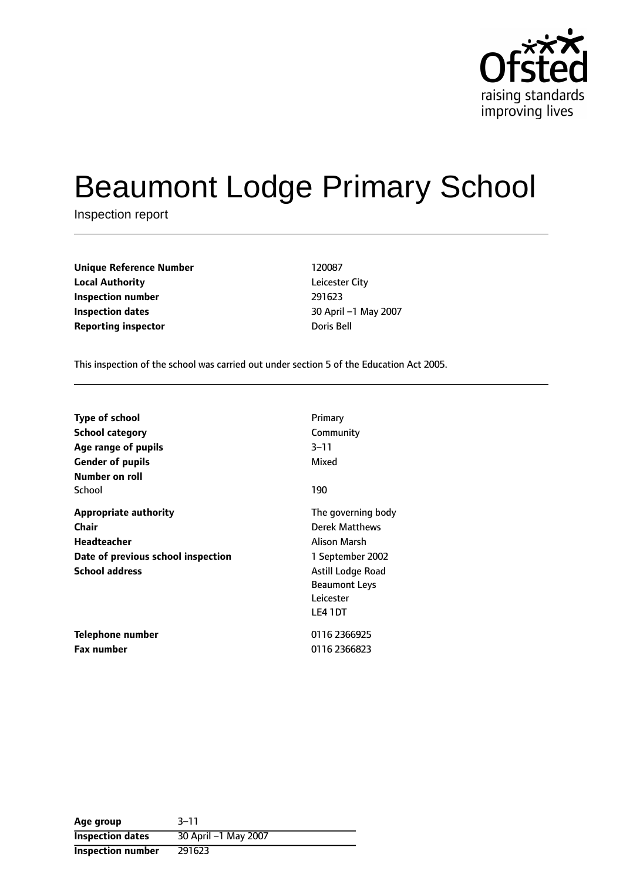Ofsted
raising standards
improving lives

# Beaumont Lodge Primary School

Inspection report

| | |
|---|---|
| **Unique Reference Number** | 120087 |
| **Local Authority** | Leicester City |
| **Inspection number** | 291623 |
| **Inspection dates** | 30 April –1 May 2007 |
| **Reporting inspector** | Doris Bell |

This inspection of the school was carried out under section 5 of the Education Act 2005.

| | |
|---|---|
| **Type of school** | Primary |
| **School category** | Community |
| **Age range of pupils** | 3–11 |
| **Gender of pupils** | Mixed |
| **Number on roll** | |
| School | 190 |
| **Appropriate authority** | The governing body |
| **Chair** | Derek Matthews |
| **Headteacher** | Alison Marsh |
| **Date of previous school inspection** | 1 September 2002 |
| **School address** | Astill Lodge Road<br>Beaumont Leys<br>Leicester<br>LE4 1DT |
| **Telephone number** | 0116 2366925 |
| **Fax number** | 0116 2366823 |

| | |
|---|---|
| **Age group** | 3–11 |
| **Inspection dates** | 30 April –1 May 2007 |
| **Inspection number** | 291623 |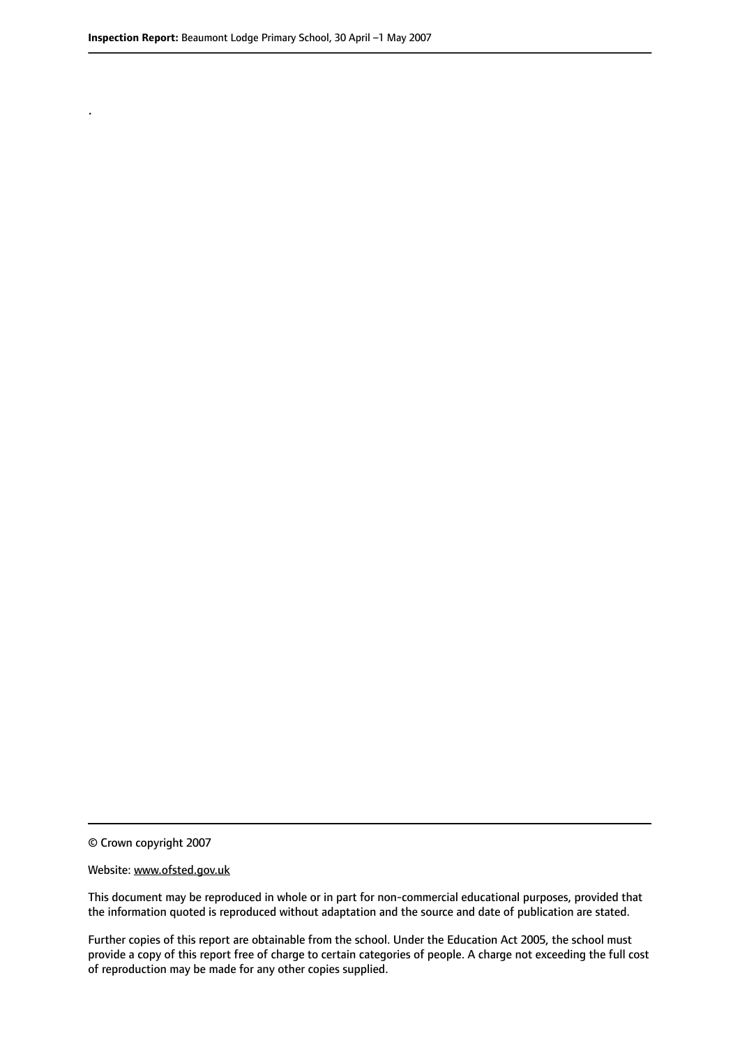.

© Crown copyright 2007

Website: www.ofsted.gov.uk

This document may be reproduced in whole or in part for non-commercial educational purposes, provided that the information quoted is reproduced without adaptation and the source and date of publication are stated.

Further copies of this report are obtainable from the school. Under the Education Act 2005, the school must provide a copy of this report free of charge to certain categories of people. A charge not exceeding the full cost of reproduction may be made for any other copies supplied.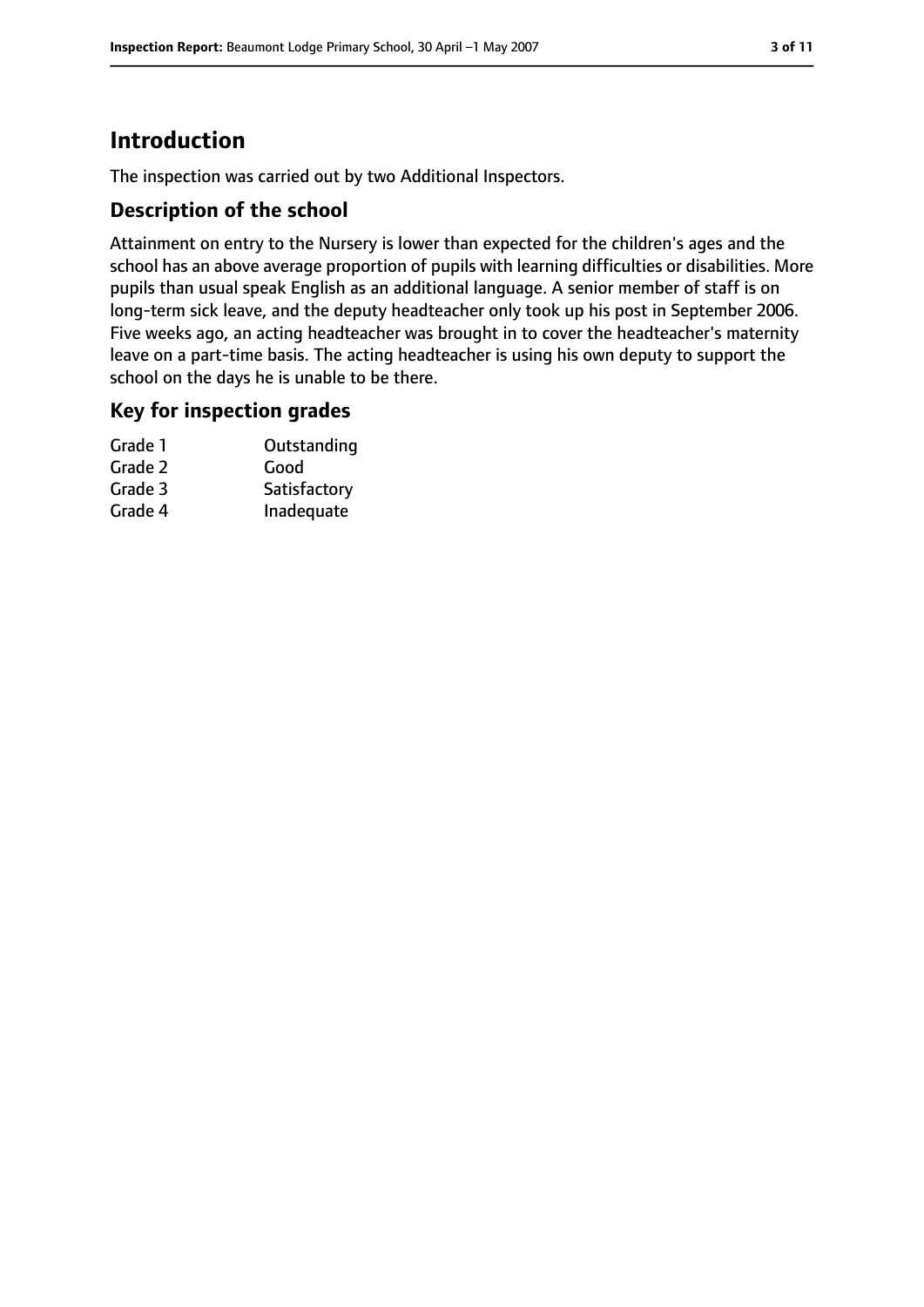# Introduction

The inspection was carried out by two Additional Inspectors.

## Description of the school

Attainment on entry to the Nursery is lower than expected for the children's ages and the school has an above average proportion of pupils with learning difficulties or disabilities. More pupils than usual speak English as an additional language. A senior member of staff is on long-term sick leave, and the deputy headteacher only took up his post in September 2006. Five weeks ago, an acting headteacher was brought in to cover the headteacher's maternity leave on a part-time basis. The acting headteacher is using his own deputy to support the school on the days he is unable to be there.

## Key for inspection grades

| | |
|---|---|
| Grade 1 | Outstanding |
| Grade 2 | Good |
| Grade 3 | Satisfactory |
| Grade 4 | Inadequate |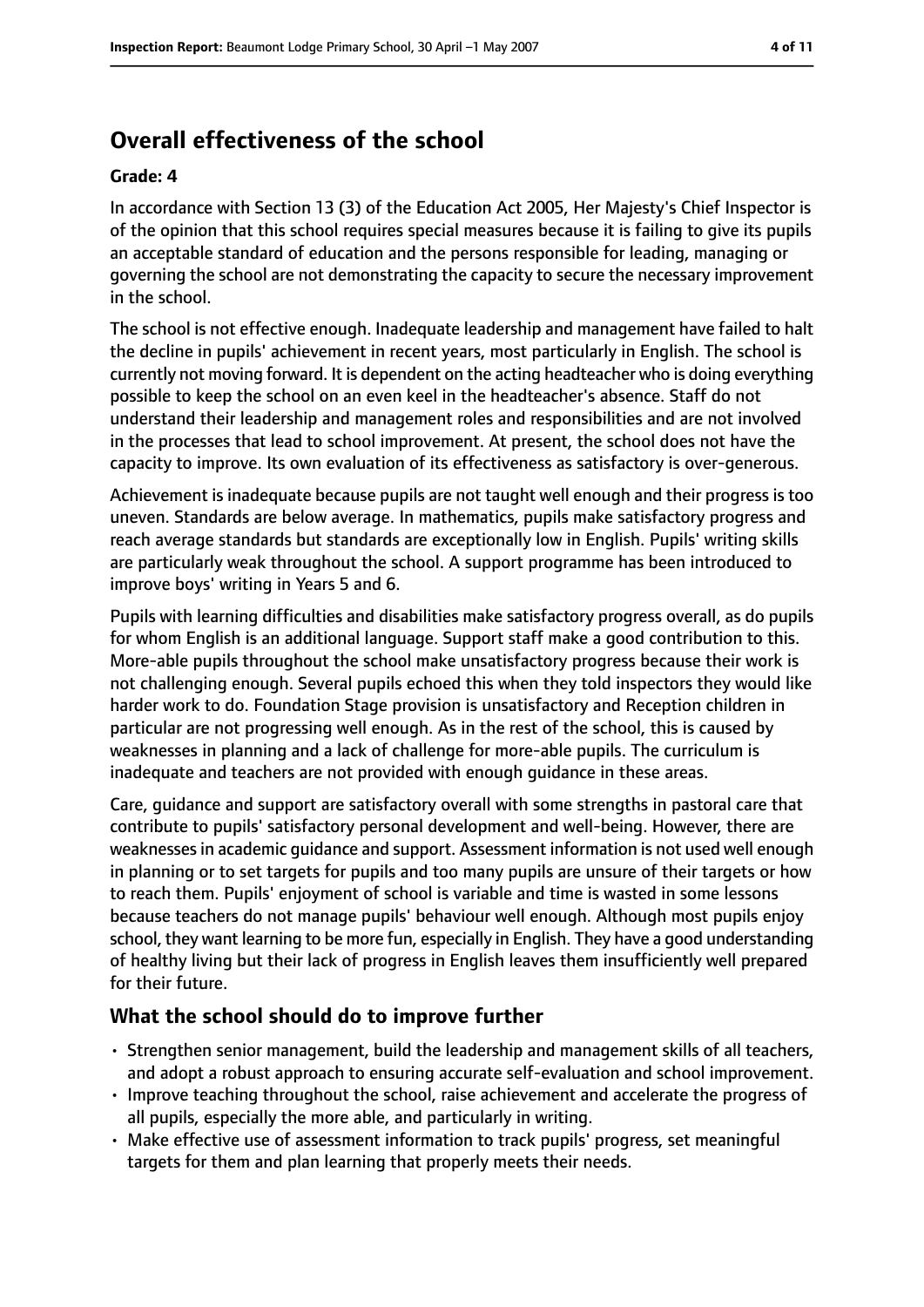## Overall effectiveness of the school

**Grade: 4**

In accordance with Section 13 (3) of the Education Act 2005, Her Majesty's Chief Inspector is of the opinion that this school requires special measures because it is failing to give its pupils an acceptable standard of education and the persons responsible for leading, managing or governing the school are not demonstrating the capacity to secure the necessary improvement in the school.

The school is not effective enough. Inadequate leadership and management have failed to halt the decline in pupils' achievement in recent years, most particularly in English. The school is currently not moving forward. It is dependent on the acting headteacher who is doing everything possible to keep the school on an even keel in the headteacher's absence. Staff do not understand their leadership and management roles and responsibilities and are not involved in the processes that lead to school improvement. At present, the school does not have the capacity to improve. Its own evaluation of its effectiveness as satisfactory is over-generous.

Achievement is inadequate because pupils are not taught well enough and their progress is too uneven. Standards are below average. In mathematics, pupils make satisfactory progress and reach average standards but standards are exceptionally low in English. Pupils' writing skills are particularly weak throughout the school. A support programme has been introduced to improve boys' writing in Years 5 and 6.

Pupils with learning difficulties and disabilities make satisfactory progress overall, as do pupils for whom English is an additional language. Support staff make a good contribution to this. More-able pupils throughout the school make unsatisfactory progress because their work is not challenging enough. Several pupils echoed this when they told inspectors they would like harder work to do. Foundation Stage provision is unsatisfactory and Reception children in particular are not progressing well enough. As in the rest of the school, this is caused by weaknesses in planning and a lack of challenge for more-able pupils. The curriculum is inadequate and teachers are not provided with enough guidance in these areas.

Care, guidance and support are satisfactory overall with some strengths in pastoral care that contribute to pupils' satisfactory personal development and well-being. However, there are weaknesses in academic guidance and support. Assessment information is not used well enough in planning or to set targets for pupils and too many pupils are unsure of their targets or how to reach them. Pupils' enjoyment of school is variable and time is wasted in some lessons because teachers do not manage pupils' behaviour well enough. Although most pupils enjoy school, they want learning to be more fun, especially in English. They have a good understanding of healthy living but their lack of progress in English leaves them insufficiently well prepared for their future.

### What the school should do to improve further

- Strengthen senior management, build the leadership and management skills of all teachers, and adopt a robust approach to ensuring accurate self-evaluation and school improvement.
- Improve teaching throughout the school, raise achievement and accelerate the progress of all pupils, especially the more able, and particularly in writing.
- Make effective use of assessment information to track pupils' progress, set meaningful targets for them and plan learning that properly meets their needs.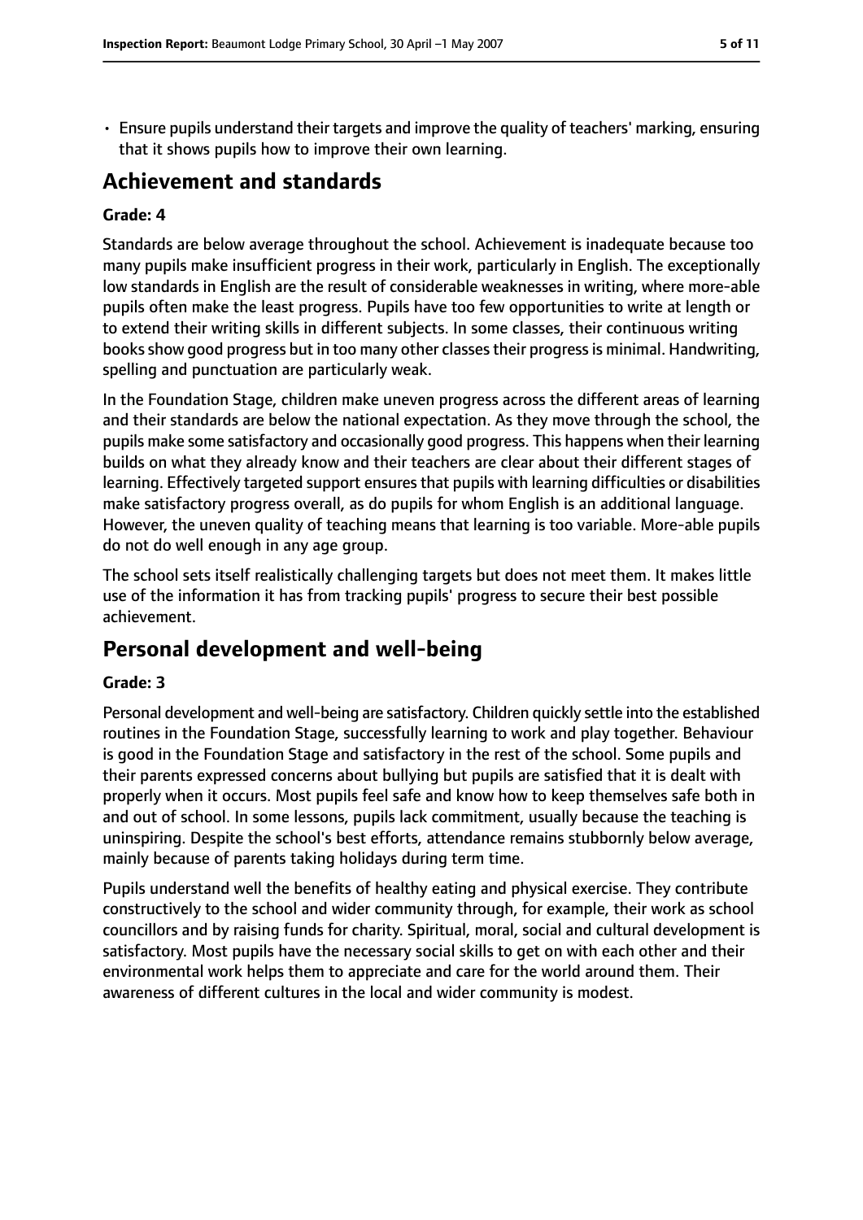- Ensure pupils understand their targets and improve the quality of teachers' marking, ensuring that it shows pupils how to improve their own learning.

## Achievement and standards

### Grade: 4

Standards are below average throughout the school. Achievement is inadequate because too many pupils make insufficient progress in their work, particularly in English. The exceptionally low standards in English are the result of considerable weaknesses in writing, where more-able pupils often make the least progress. Pupils have too few opportunities to write at length or to extend their writing skills in different subjects. In some classes, their continuous writing books show good progress but in too many other classes their progress is minimal. Handwriting, spelling and punctuation are particularly weak.

In the Foundation Stage, children make uneven progress across the different areas of learning and their standards are below the national expectation. As they move through the school, the pupils make some satisfactory and occasionally good progress. This happens when their learning builds on what they already know and their teachers are clear about their different stages of learning. Effectively targeted support ensures that pupils with learning difficulties or disabilities make satisfactory progress overall, as do pupils for whom English is an additional language. However, the uneven quality of teaching means that learning is too variable. More-able pupils do not do well enough in any age group.

The school sets itself realistically challenging targets but does not meet them. It makes little use of the information it has from tracking pupils' progress to secure their best possible achievement.

## Personal development and well-being

### Grade: 3

Personal development and well-being are satisfactory. Children quickly settle into the established routines in the Foundation Stage, successfully learning to work and play together. Behaviour is good in the Foundation Stage and satisfactory in the rest of the school. Some pupils and their parents expressed concerns about bullying but pupils are satisfied that it is dealt with properly when it occurs. Most pupils feel safe and know how to keep themselves safe both in and out of school. In some lessons, pupils lack commitment, usually because the teaching is uninspiring. Despite the school's best efforts, attendance remains stubbornly below average, mainly because of parents taking holidays during term time.

Pupils understand well the benefits of healthy eating and physical exercise. They contribute constructively to the school and wider community through, for example, their work as school councillors and by raising funds for charity. Spiritual, moral, social and cultural development is satisfactory. Most pupils have the necessary social skills to get on with each other and their environmental work helps them to appreciate and care for the world around them. Their awareness of different cultures in the local and wider community is modest.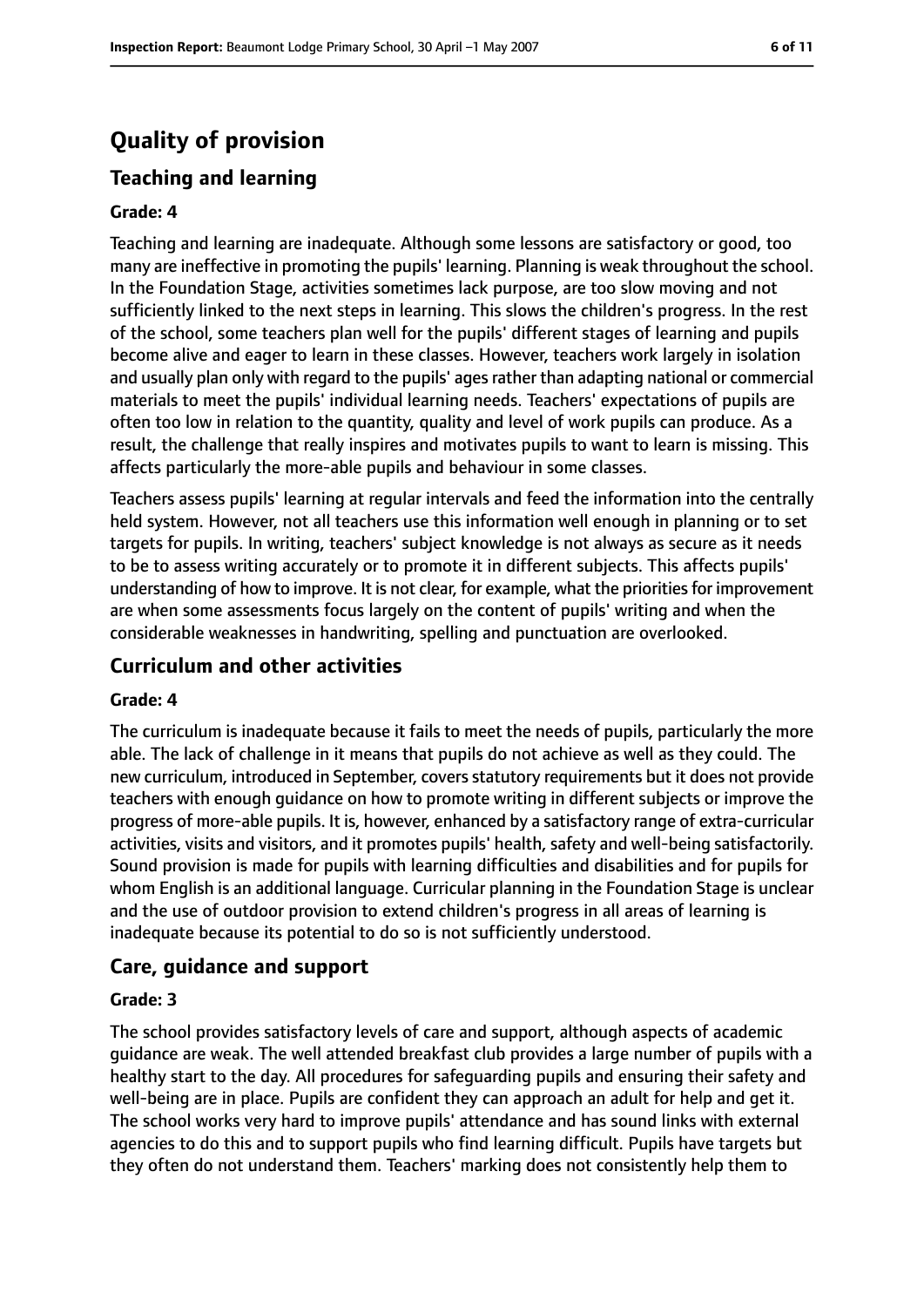# Quality of provision

## Teaching and learning

### Grade: 4

Teaching and learning are inadequate. Although some lessons are satisfactory or good, too many are ineffective in promoting the pupils' learning. Planning is weak throughout the school. In the Foundation Stage, activities sometimes lack purpose, are too slow moving and not sufficiently linked to the next steps in learning. This slows the children's progress. In the rest of the school, some teachers plan well for the pupils' different stages of learning and pupils become alive and eager to learn in these classes. However, teachers work largely in isolation and usually plan only with regard to the pupils' ages rather than adapting national or commercial materials to meet the pupils' individual learning needs. Teachers' expectations of pupils are often too low in relation to the quantity, quality and level of work pupils can produce. As a result, the challenge that really inspires and motivates pupils to want to learn is missing. This affects particularly the more-able pupils and behaviour in some classes.

Teachers assess pupils' learning at regular intervals and feed the information into the centrally held system. However, not all teachers use this information well enough in planning or to set targets for pupils. In writing, teachers' subject knowledge is not always as secure as it needs to be to assess writing accurately or to promote it in different subjects. This affects pupils' understanding of how to improve. It is not clear, for example, what the priorities for improvement are when some assessments focus largely on the content of pupils' writing and when the considerable weaknesses in handwriting, spelling and punctuation are overlooked.

## Curriculum and other activities

### Grade: 4

The curriculum is inadequate because it fails to meet the needs of pupils, particularly the more able. The lack of challenge in it means that pupils do not achieve as well as they could. The new curriculum, introduced in September, covers statutory requirements but it does not provide teachers with enough guidance on how to promote writing in different subjects or improve the progress of more-able pupils. It is, however, enhanced by a satisfactory range of extra-curricular activities, visits and visitors, and it promotes pupils' health, safety and well-being satisfactorily. Sound provision is made for pupils with learning difficulties and disabilities and for pupils for whom English is an additional language. Curricular planning in the Foundation Stage is unclear and the use of outdoor provision to extend children's progress in all areas of learning is inadequate because its potential to do so is not sufficiently understood.

## Care, guidance and support

### Grade: 3

The school provides satisfactory levels of care and support, although aspects of academic guidance are weak. The well attended breakfast club provides a large number of pupils with a healthy start to the day. All procedures for safeguarding pupils and ensuring their safety and well-being are in place. Pupils are confident they can approach an adult for help and get it. The school works very hard to improve pupils' attendance and has sound links with external agencies to do this and to support pupils who find learning difficult. Pupils have targets but they often do not understand them. Teachers' marking does not consistently help them to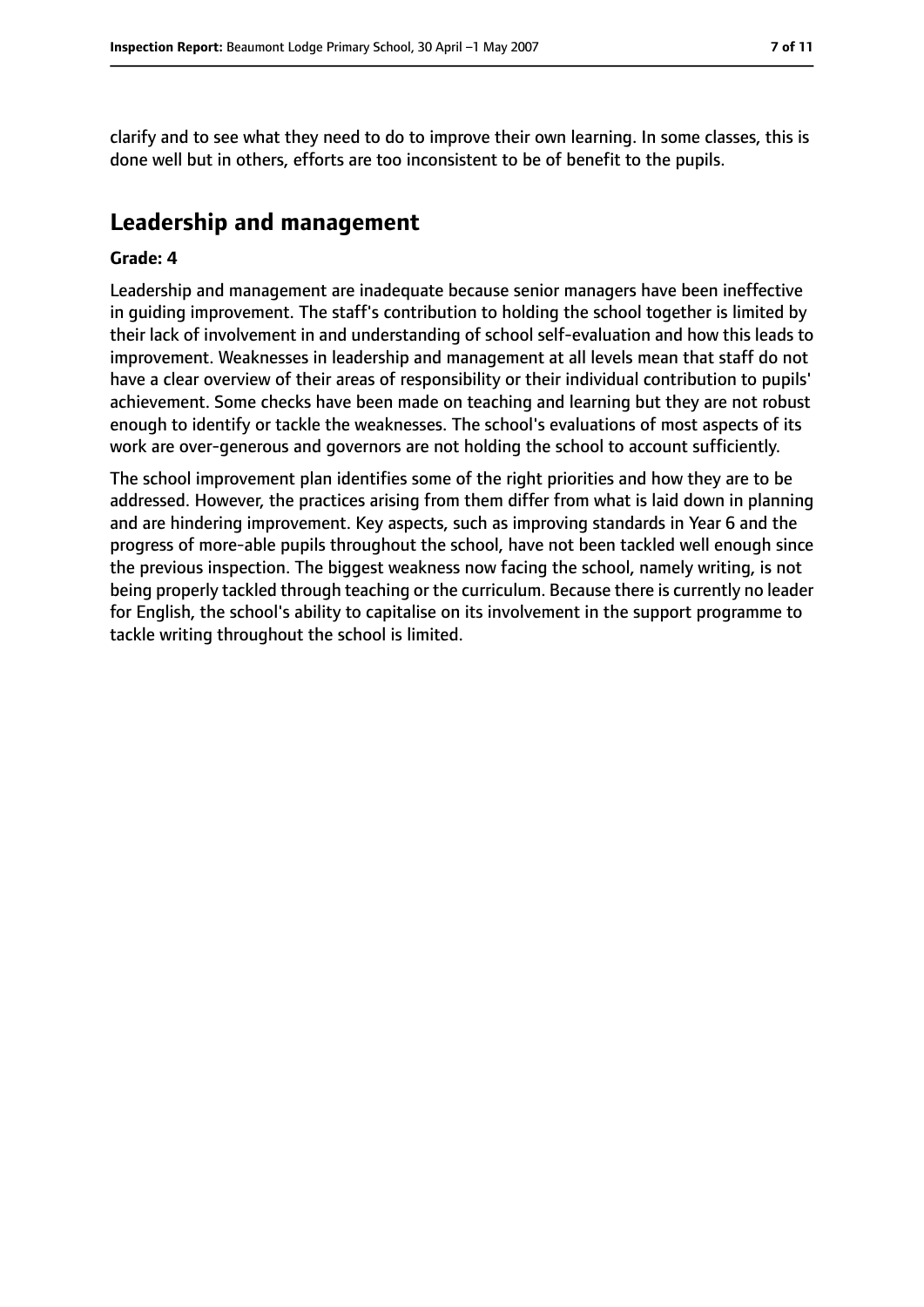clarify and to see what they need to do to improve their own learning. In some classes, this is done well but in others, efforts are too inconsistent to be of benefit to the pupils.

## Leadership and management

**Grade: 4**

Leadership and management are inadequate because senior managers have been ineffective in guiding improvement. The staff's contribution to holding the school together is limited by their lack of involvement in and understanding of school self-evaluation and how this leads to improvement. Weaknesses in leadership and management at all levels mean that staff do not have a clear overview of their areas of responsibility or their individual contribution to pupils' achievement. Some checks have been made on teaching and learning but they are not robust enough to identify or tackle the weaknesses. The school's evaluations of most aspects of its work are over-generous and governors are not holding the school to account sufficiently.

The school improvement plan identifies some of the right priorities and how they are to be addressed. However, the practices arising from them differ from what is laid down in planning and are hindering improvement. Key aspects, such as improving standards in Year 6 and the progress of more-able pupils throughout the school, have not been tackled well enough since the previous inspection. The biggest weakness now facing the school, namely writing, is not being properly tackled through teaching or the curriculum. Because there is currently no leader for English, the school's ability to capitalise on its involvement in the support programme to tackle writing throughout the school is limited.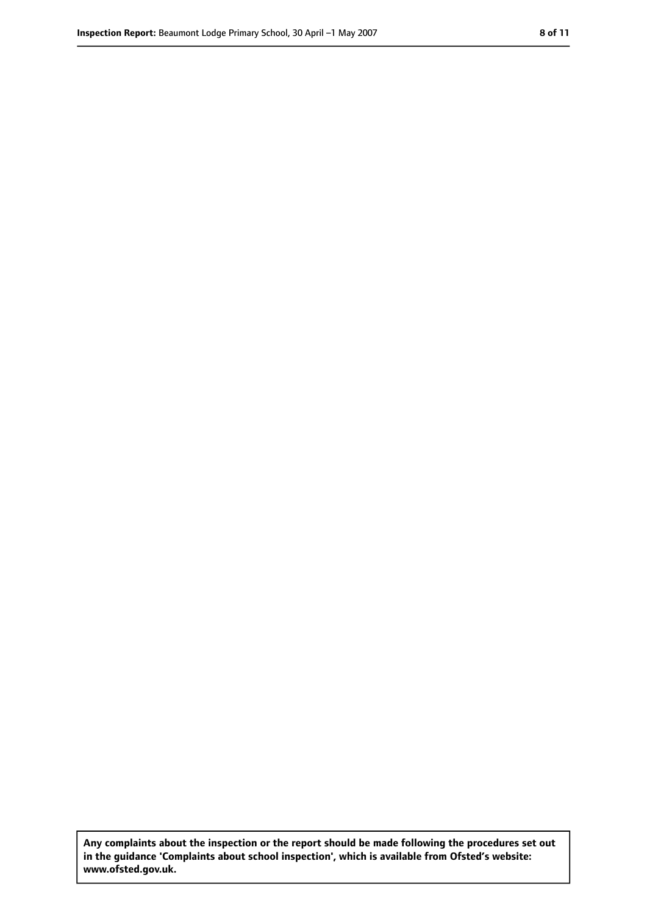**Any complaints about the inspection or the report should be made following the procedures set out in the guidance 'Complaints about school inspection', which is available from Ofsted's website: www.ofsted.gov.uk.**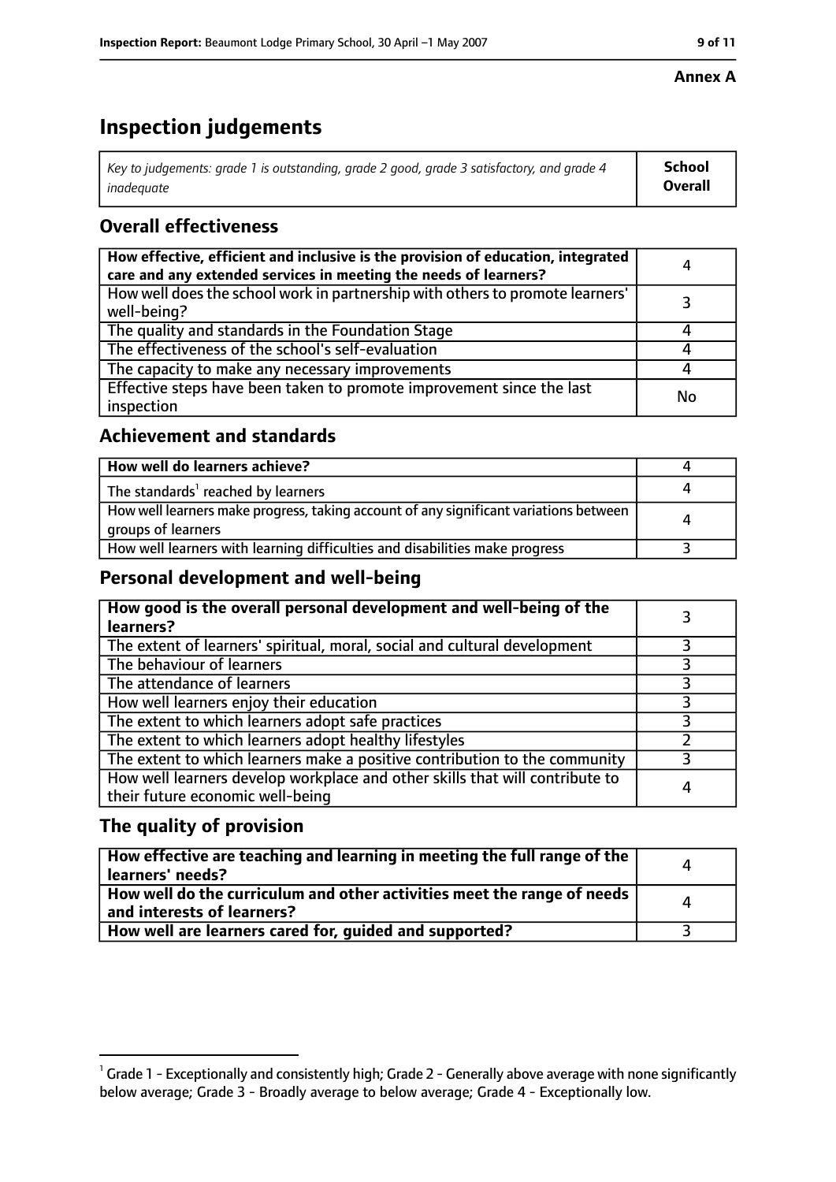**Annex A**

# Inspection judgements

| *Key to judgements: grade 1 is outstanding, grade 2 good, grade 3 satisfactory, and grade 4 inadequate* | **School Overall** |
|---|---|

## Overall effectiveness

| | |
|---|---|
| **How effective, efficient and inclusive is the provision of education, integrated care and any extended services in meeting the needs of learners?** | 4 |
| How well does the school work in partnership with others to promote learners' well-being? | 3 |
| The quality and standards in the Foundation Stage | 4 |
| The effectiveness of the school's self-evaluation | 4 |
| The capacity to make any necessary improvements | 4 |
| Effective steps have been taken to promote improvement since the last inspection | No |

## Achievement and standards

| | |
|---|---|
| **How well do learners achieve?** | 4 |
| The standards[1] reached by learners | 4 |
| How well learners make progress, taking account of any significant variations between groups of learners | 4 |
| How well learners with learning difficulties and disabilities make progress | 3 |

## Personal development and well-being

| | |
|---|---|
| **How good is the overall personal development and well-being of the learners?** | 3 |
| The extent of learners' spiritual, moral, social and cultural development | 3 |
| The behaviour of learners | 3 |
| The attendance of learners | 3 |
| How well learners enjoy their education | 3 |
| The extent to which learners adopt safe practices | 3 |
| The extent to which learners adopt healthy lifestyles | 2 |
| The extent to which learners make a positive contribution to the community | 3 |
| How well learners develop workplace and other skills that will contribute to their future economic well-being | 4 |

## The quality of provision

| | |
|---|---|
| **How effective are teaching and learning in meeting the full range of the learners' needs?** | 4 |
| **How well do the curriculum and other activities meet the range of needs and interests of learners?** | 4 |
| **How well are learners cared for, guided and supported?** | 3 |

[1] Grade 1 - Exceptionally and consistently high; Grade 2 - Generally above average with none significantly below average; Grade 3 - Broadly average to below average; Grade 4 - Exceptionally low.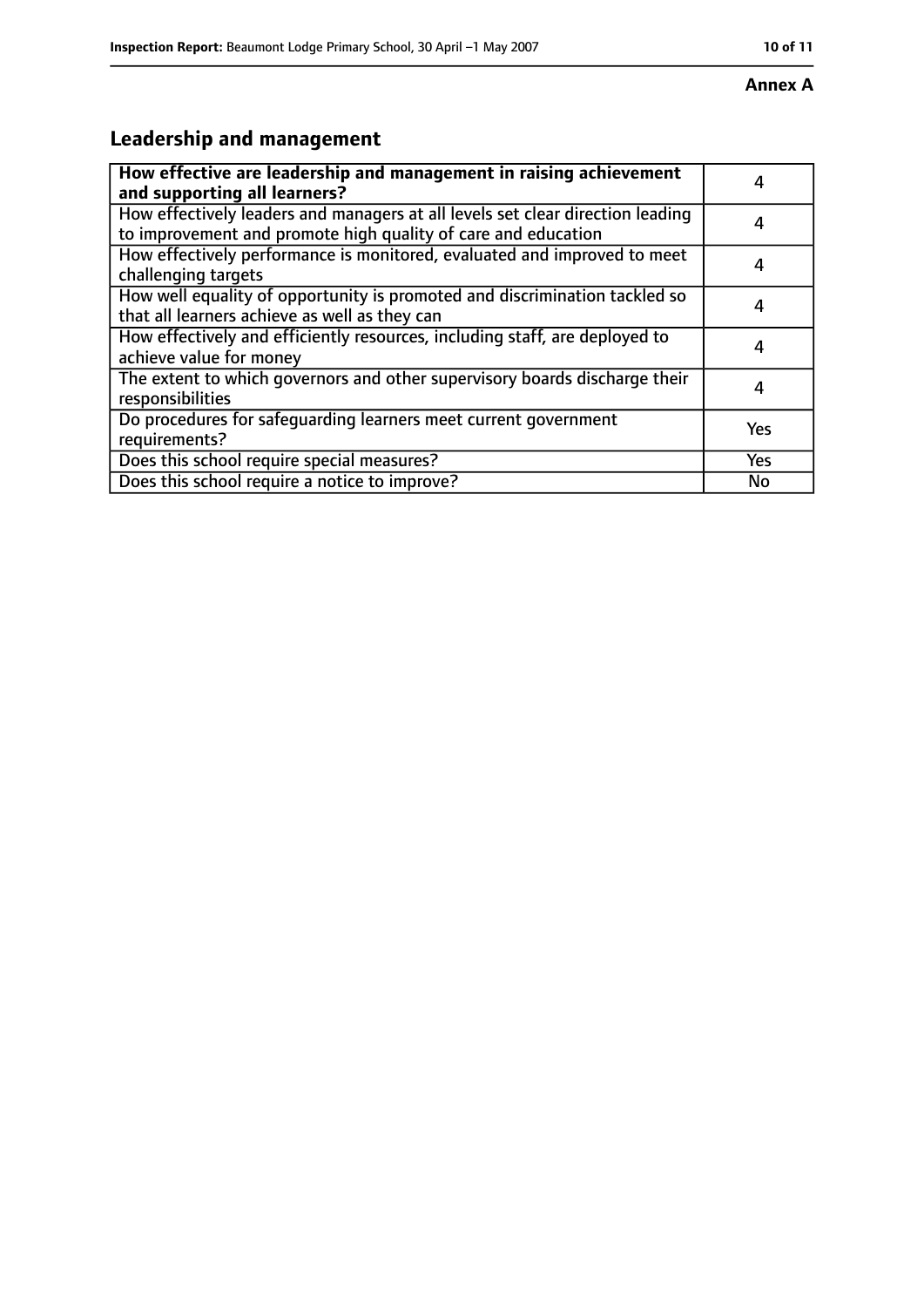**Annex A**

## Leadership and management

| **How effective are leadership and management in raising achievement and supporting all learners?** | 4 |
| --- | --- |
| How effectively leaders and managers at all levels set clear direction leading to improvement and promote high quality of care and education | 4 |
| How effectively performance is monitored, evaluated and improved to meet challenging targets | 4 |
| How well equality of opportunity is promoted and discrimination tackled so that all learners achieve as well as they can | 4 |
| How effectively and efficiently resources, including staff, are deployed to achieve value for money | 4 |
| The extent to which governors and other supervisory boards discharge their responsibilities | 4 |
| Do procedures for safeguarding learners meet current government requirements? | Yes |
| Does this school require special measures? | Yes |
| Does this school require a notice to improve? | No |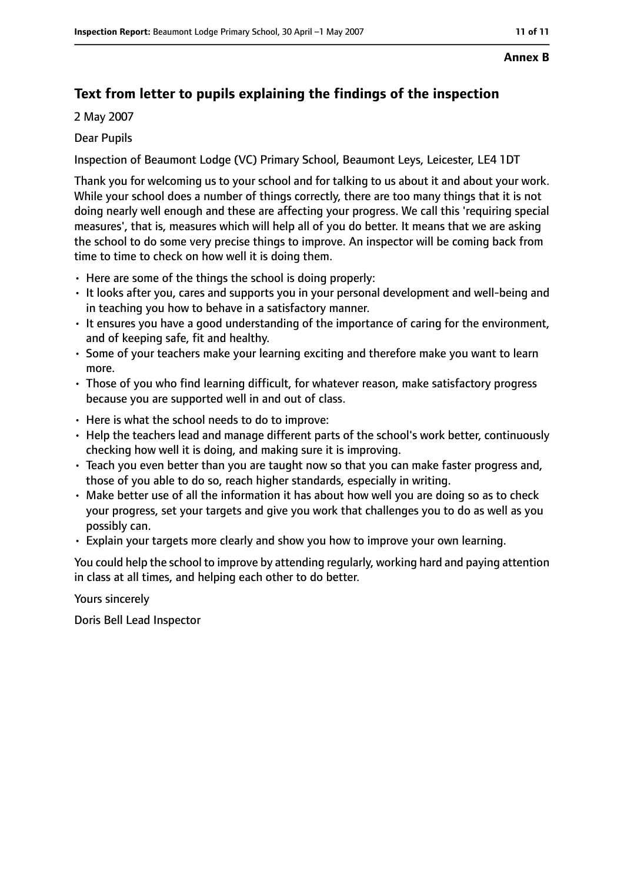**Annex B**

## Text from letter to pupils explaining the findings of the inspection

2 May 2007

Dear Pupils

Inspection of Beaumont Lodge (VC) Primary School, Beaumont Leys, Leicester, LE4 1DT

Thank you for welcoming us to your school and for talking to us about it and about your work. While your school does a number of things correctly, there are too many things that it is not doing nearly well enough and these are affecting your progress. We call this 'requiring special measures', that is, measures which will help all of you do better. It means that we are asking the school to do some very precise things to improve. An inspector will be coming back from time to time to check on how well it is doing them.

- Here are some of the things the school is doing properly:
- It looks after you, cares and supports you in your personal development and well-being and in teaching you how to behave in a satisfactory manner.
- It ensures you have a good understanding of the importance of caring for the environment, and of keeping safe, fit and healthy.
- Some of your teachers make your learning exciting and therefore make you want to learn more.
- Those of you who find learning difficult, for whatever reason, make satisfactory progress because you are supported well in and out of class.

- Here is what the school needs to do to improve:
- Help the teachers lead and manage different parts of the school's work better, continuously checking how well it is doing, and making sure it is improving.
- Teach you even better than you are taught now so that you can make faster progress and, those of you able to do so, reach higher standards, especially in writing.
- Make better use of all the information it has about how well you are doing so as to check your progress, set your targets and give you work that challenges you to do as well as you possibly can.
- Explain your targets more clearly and show you how to improve your own learning.

You could help the school to improve by attending regularly, working hard and paying attention in class at all times, and helping each other to do better.

Yours sincerely

Doris Bell Lead Inspector